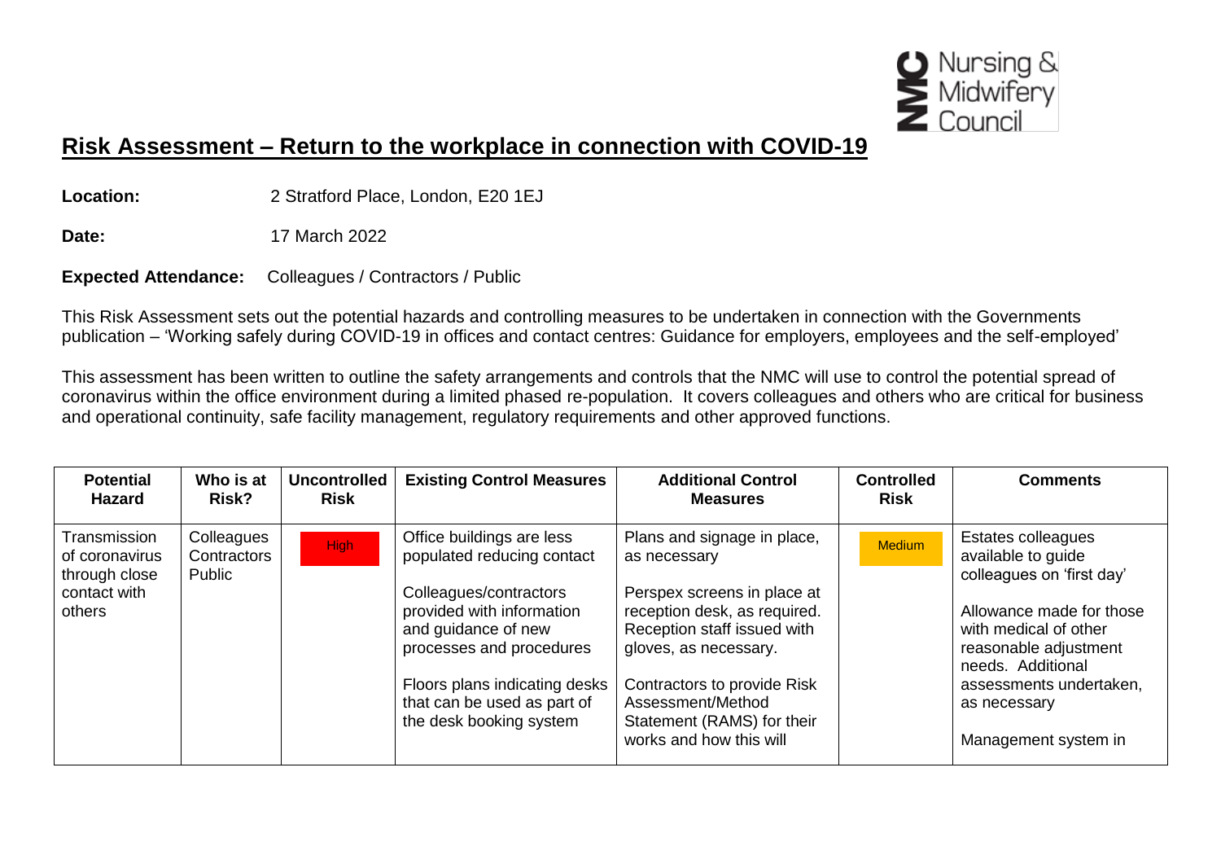Nursing & Midwifery Council

# Risk Assessment – Return to the workplace in connection with COVID-19

**Location:** 2 Stratford Place, London, E20 1EJ

**Date:** 17 March 2022

**Expected Attendance:** Colleagues / Contractors / Public

This Risk Assessment sets out the potential hazards and controlling measures to be undertaken in connection with the Governments publication – 'Working safely during COVID-19 in offices and contact centres: Guidance for employers, employees and the self-employed'

This assessment has been written to outline the safety arrangements and controls that the NMC will use to control the potential spread of coronavirus within the office environment during a limited phased re-population. It covers colleagues and others who are critical for business and operational continuity, safe facility management, regulatory requirements and other approved functions.

| Potential Hazard | Who is at Risk? | Uncontrolled Risk | Existing Control Measures | Additional Control Measures | Controlled Risk | Comments |
|---|---|---|---|---|---|---|
| Transmission of coronavirus through close contact with others | Colleagues Contractors Public | High | Office buildings are less populated reducing contact<br><br>Colleagues/contractors provided with information and guidance of new processes and procedures<br><br>Floors plans indicating desks that can be used as part of the desk booking system | Plans and signage in place, as necessary<br><br>Perspex screens in place at reception desk, as required. Reception staff issued with gloves, as necessary.<br><br>Contractors to provide Risk Assessment/Method Statement (RAMS) for their works and how this will | Medium | Estates colleagues available to guide colleagues on 'first day'<br><br>Allowance made for those with medical of other reasonable adjustment needs. Additional assessments undertaken, as necessary<br><br>Management system in |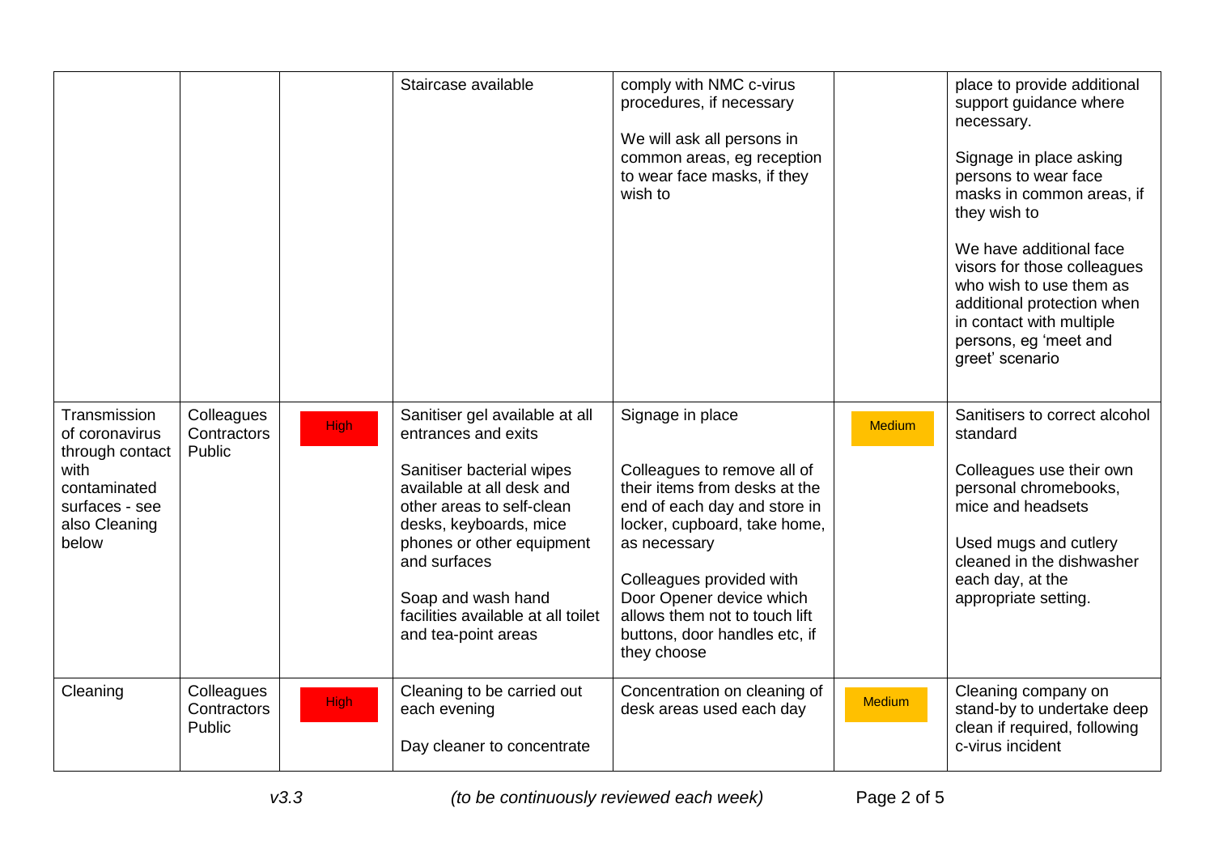| | | | | | | |
|---|---|---|---|---|---|---|
| | | | Staircase available | comply with NMC c-virus procedures, if necessary<br><br>We will ask all persons in common areas, eg reception to wear face masks, if they wish to | | place to provide additional support guidance where necessary.<br><br>Signage in place asking persons to wear face masks in common areas, if they wish to<br><br>We have additional face visors for those colleagues who wish to use them as additional protection when in contact with multiple persons, eg 'meet and greet' scenario |
| Transmission of coronavirus through contact with contaminated surfaces - see also Cleaning below | Colleagues<br>Contractors<br>Public | High | Sanitiser gel available at all entrances and exits<br><br>Sanitiser bacterial wipes available at all desk and other areas to self-clean desks, keyboards, mice phones or other equipment and surfaces<br><br>Soap and wash hand facilities available at all toilet and tea-point areas | Signage in place<br><br>Colleagues to remove all of their items from desks at the end of each day and store in locker, cupboard, take home, as necessary<br><br>Colleagues provided with Door Opener device which allows them not to touch lift buttons, door handles etc, if they choose | Medium | Sanitisers to correct alcohol standard<br><br>Colleagues use their own personal chromebooks, mice and headsets<br><br>Used mugs and cutlery cleaned in the dishwasher each day, at the appropriate setting. |
| Cleaning | Colleagues<br>Contractors<br>Public | High | Cleaning to be carried out each evening<br><br>Day cleaner to concentrate | Concentration on cleaning of desk areas used each day | Medium | Cleaning company on stand-by to undertake deep clean if required, following c-virus incident |

*v3.3* *(to be continuously reviewed each week)*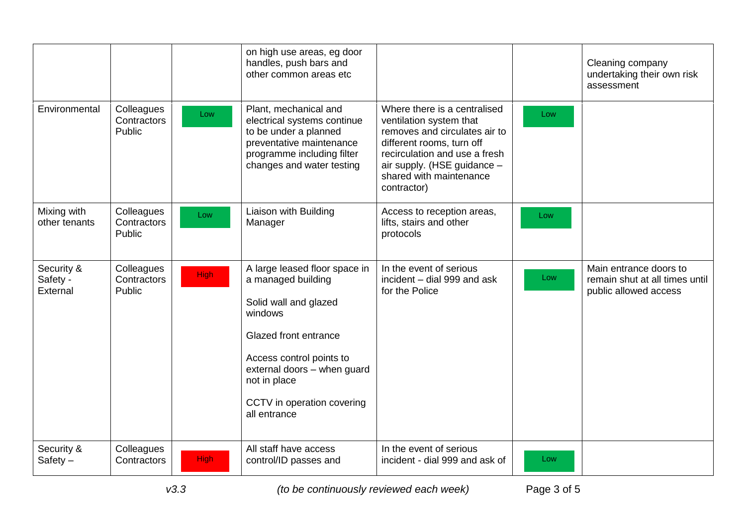| | | | | | | |
|---|---|---|---|---|---|---|
| | | | on high use areas, eg door handles, push bars and other common areas etc | | | Cleaning company undertaking their own risk assessment |
| Environmental | Colleagues Contractors Public | Low | Plant, mechanical and electrical systems continue to be under a planned preventative maintenance programme including filter changes and water testing | Where there is a centralised ventilation system that removes and circulates air to different rooms, turn off recirculation and use a fresh air supply. (HSE guidance – shared with maintenance contractor) | Low | |
| Mixing with other tenants | Colleagues Contractors Public | Low | Liaison with Building Manager | Access to reception areas, lifts, stairs and other protocols | Low | |
| Security & Safety - External | Colleagues Contractors Public | High | A large leased floor space in a managed building<br><br>Solid wall and glazed windows<br><br>Glazed front entrance<br><br>Access control points to external doors – when guard not in place<br><br>CCTV in operation covering all entrance | In the event of serious incident – dial 999 and ask for the Police | Low | Main entrance doors to remain shut at all times until public allowed access |
| Security & Safety – | Colleagues Contractors | High | All staff have access control/ID passes and | In the event of serious incident - dial 999 and ask of | Low | |

*v3.3* *(to be continuously reviewed each week)*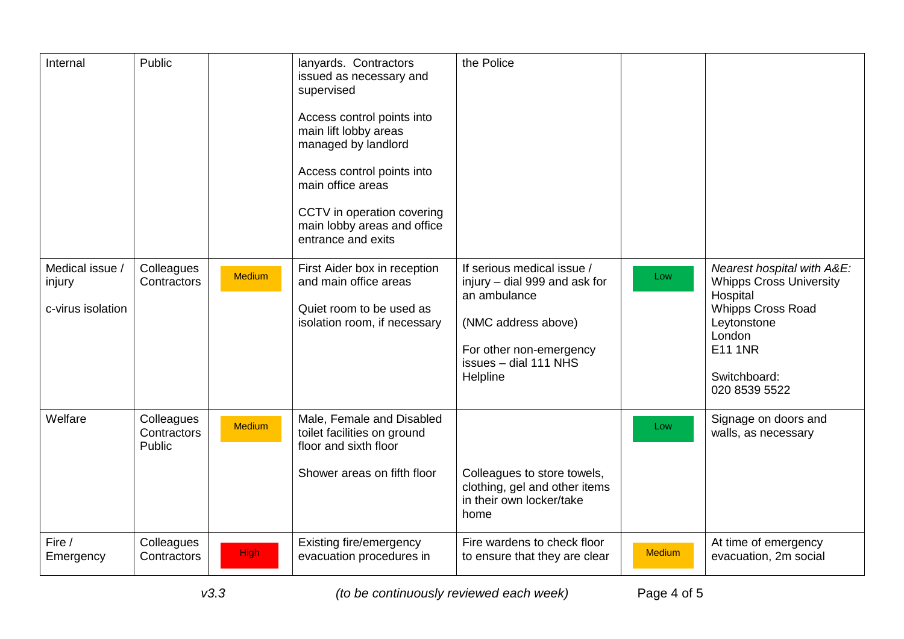| | | | | | | |
|---|---|---|---|---|---|---|
| Internal | Public | | lanyards. Contractors issued as necessary and supervised<br><br>Access control points into main lift lobby areas managed by landlord<br><br>Access control points into main office areas<br><br>CCTV in operation covering main lobby areas and office entrance and exits | the Police | | |
| Medical issue / injury<br><br>c-virus isolation | Colleagues<br>Contractors | Medium | First Aider box in reception and main office areas<br><br>Quiet room to be used as isolation room, if necessary | If serious medical issue / injury – dial 999 and ask for an ambulance<br><br>(NMC address above)<br><br>For other non-emergency issues – dial 111 NHS Helpline | Low | *Nearest hospital with A&E:*<br>Whipps Cross University Hospital<br>Whipps Cross Road<br>Leytonstone<br>London<br>E11 1NR<br><br>Switchboard:<br>020 8539 5522 |
| Welfare | Colleagues<br>Contractors<br>Public | Medium | Male, Female and Disabled toilet facilities on ground floor and sixth floor<br><br>Shower areas on fifth floor | Colleagues to store towels, clothing, gel and other items in their own locker/take home | Low | Signage on doors and walls, as necessary |
| Fire / Emergency | Colleagues<br>Contractors | High | Existing fire/emergency evacuation procedures in | Fire wardens to check floor to ensure that they are clear | Medium | At time of emergency evacuation, 2m social |

*v3.3* *(to be continuously reviewed each week)*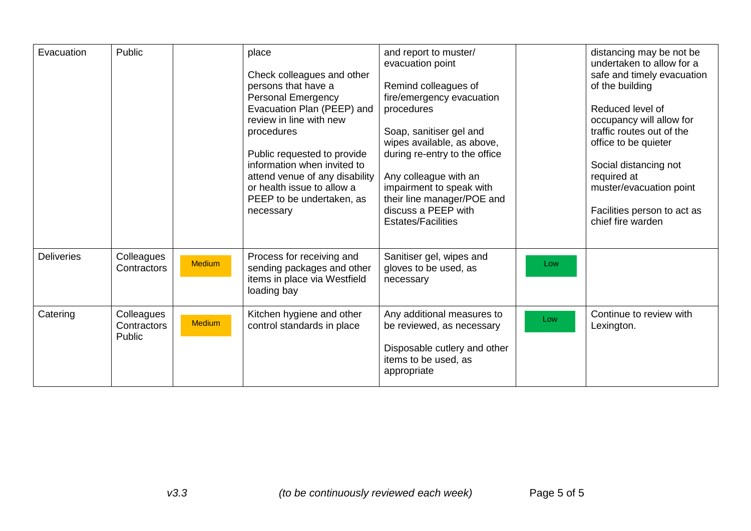| | | | | | | |
|---|---|---|---|---|---|---|
| Evacuation | Public | | place<br><br>Check colleagues and other persons that have a Personal Emergency Evacuation Plan (PEEP) and review in line with new procedures<br><br>Public requested to provide information when invited to attend venue of any disability or health issue to allow a PEEP to be undertaken, as necessary | and report to muster/ evacuation point<br><br>Remind colleagues of fire/emergency evacuation procedures<br><br>Soap, sanitiser gel and wipes available, as above, during re-entry to the office<br><br>Any colleague with an impairment to speak with their line manager/POE and discuss a PEEP with Estates/Facilities | | distancing may be not be undertaken to allow for a safe and timely evacuation of the building<br><br>Reduced level of occupancy will allow for traffic routes out of the office to be quieter<br><br>Social distancing not required at muster/evacuation point<br><br>Facilities person to act as chief fire warden |
| Deliveries | Colleagues<br>Contractors | Medium | Process for receiving and sending packages and other items in place via Westfield loading bay | Sanitiser gel, wipes and gloves to be used, as necessary | Low | |
| Catering | Colleagues<br>Contractors<br>Public | Medium | Kitchen hygiene and other control standards in place | Any additional measures to be reviewed, as necessary<br><br>Disposable cutlery and other items to be used, as appropriate | Low | Continue to review with Lexington. |

*v3.3* *(to be continuously reviewed each week)*